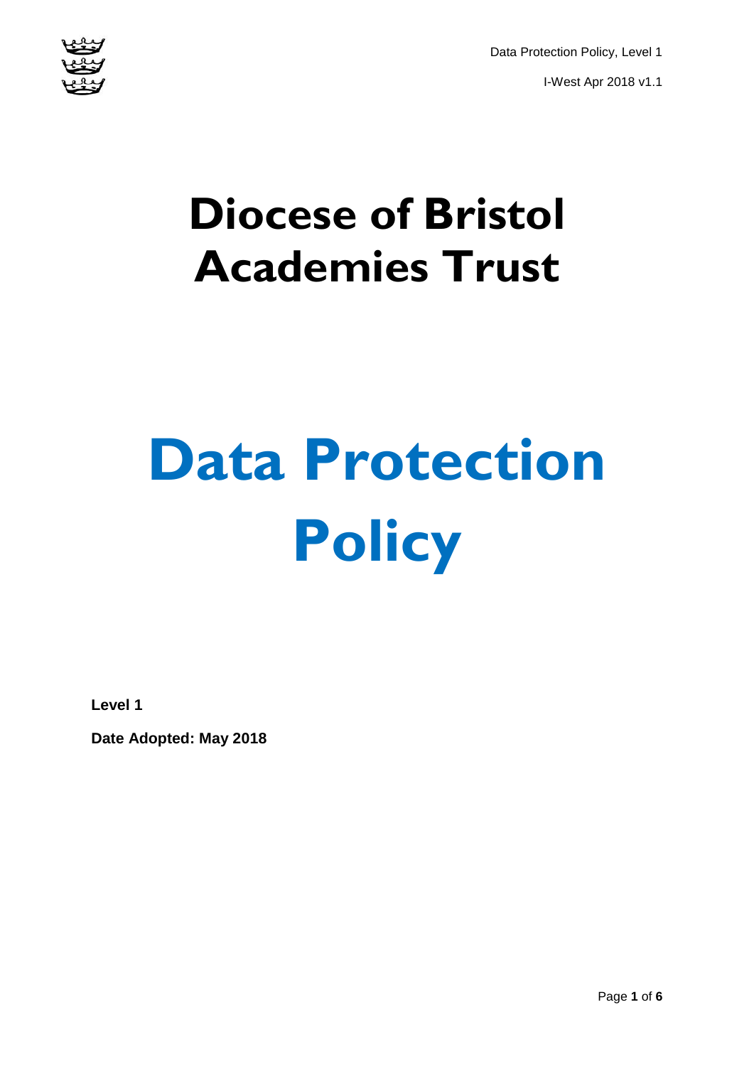# Diocese of Bristol Academies Trust

# Data Protection Policy

**Level 1**

**Date Adopted: May 2018**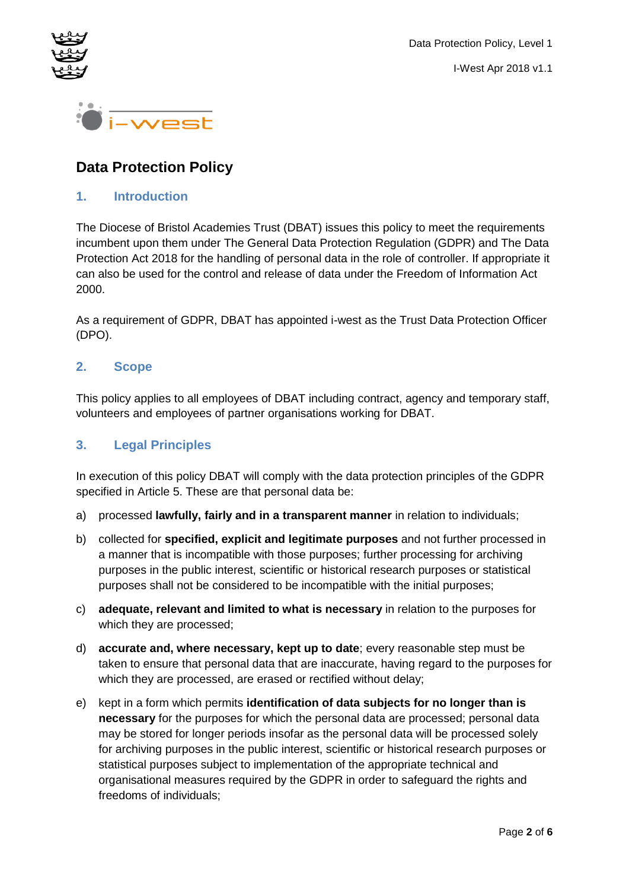# Data Protection Policy

## 1. Introduction

The Diocese of Bristol Academies Trust (DBAT) issues this policy to meet the requirements incumbent upon them under The General Data Protection Regulation (GDPR) and The Data Protection Act 2018 for the handling of personal data in the role of controller. If appropriate it can also be used for the control and release of data under the Freedom of Information Act 2000.

As a requirement of GDPR, DBAT has appointed i-west as the Trust Data Protection Officer (DPO).

## 2. Scope

This policy applies to all employees of DBAT including contract, agency and temporary staff, volunteers and employees of partner organisations working for DBAT.

## 3. Legal Principles

In execution of this policy DBAT will comply with the data protection principles of the GDPR specified in Article 5. These are that personal data be:

a) processed **lawfully, fairly and in a transparent manner** in relation to individuals;

b) collected for **specified, explicit and legitimate purposes** and not further processed in a manner that is incompatible with those purposes; further processing for archiving purposes in the public interest, scientific or historical research purposes or statistical purposes shall not be considered to be incompatible with the initial purposes;

c) **adequate, relevant and limited to what is necessary** in relation to the purposes for which they are processed;

d) **accurate and, where necessary, kept up to date**; every reasonable step must be taken to ensure that personal data that are inaccurate, having regard to the purposes for which they are processed, are erased or rectified without delay;

e) kept in a form which permits **identification of data subjects for no longer than is necessary** for the purposes for which the personal data are processed; personal data may be stored for longer periods insofar as the personal data will be processed solely for archiving purposes in the public interest, scientific or historical research purposes or statistical purposes subject to implementation of the appropriate technical and organisational measures required by the GDPR in order to safeguard the rights and freedoms of individuals;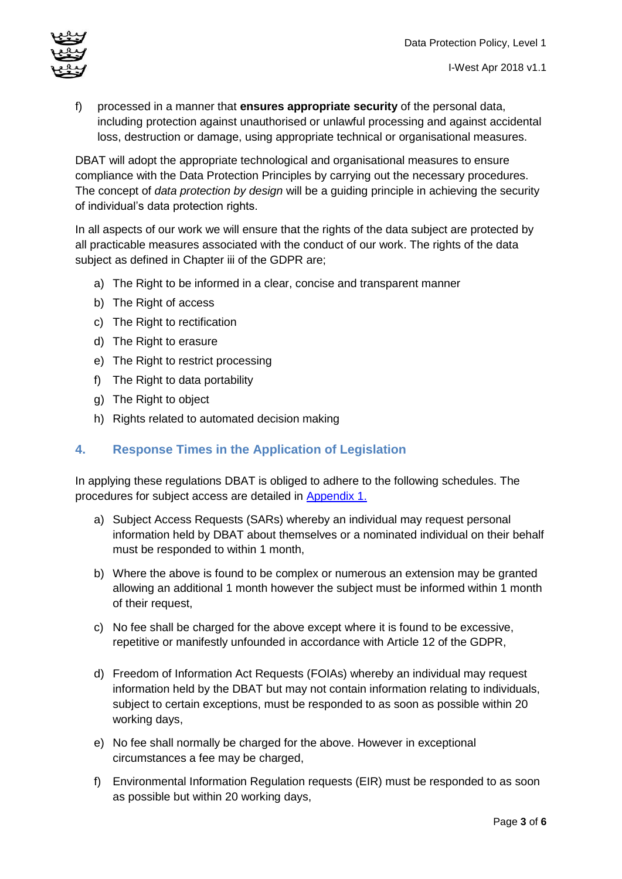f) processed in a manner that **ensures appropriate security** of the personal data, including protection against unauthorised or unlawful processing and against accidental loss, destruction or damage, using appropriate technical or organisational measures.

DBAT will adopt the appropriate technological and organisational measures to ensure compliance with the Data Protection Principles by carrying out the necessary procedures. The concept of *data protection by design* will be a guiding principle in achieving the security of individual's data protection rights.

In all aspects of our work we will ensure that the rights of the data subject are protected by all practicable measures associated with the conduct of our work. The rights of the data subject as defined in Chapter iii of the GDPR are;

a) The Right to be informed in a clear, concise and transparent manner
b) The Right of access
c) The Right to rectification
d) The Right to erasure
e) The Right to restrict processing
f) The Right to data portability
g) The Right to object
h) Rights related to automated decision making

## 4. Response Times in the Application of Legislation

In applying these regulations DBAT is obliged to adhere to the following schedules. The procedures for subject access are detailed in [Appendix 1.](#)

a) Subject Access Requests (SARs) whereby an individual may request personal information held by DBAT about themselves or a nominated individual on their behalf must be responded to within 1 month,

b) Where the above is found to be complex or numerous an extension may be granted allowing an additional 1 month however the subject must be informed within 1 month of their request,

c) No fee shall be charged for the above except where it is found to be excessive, repetitive or manifestly unfounded in accordance with Article 12 of the GDPR,

d) Freedom of Information Act Requests (FOIAs) whereby an individual may request information held by the DBAT but may not contain information relating to individuals, subject to certain exceptions, must be responded to as soon as possible within 20 working days,

e) No fee shall normally be charged for the above. However in exceptional circumstances a fee may be charged,

f) Environmental Information Regulation requests (EIR) must be responded to as soon as possible but within 20 working days,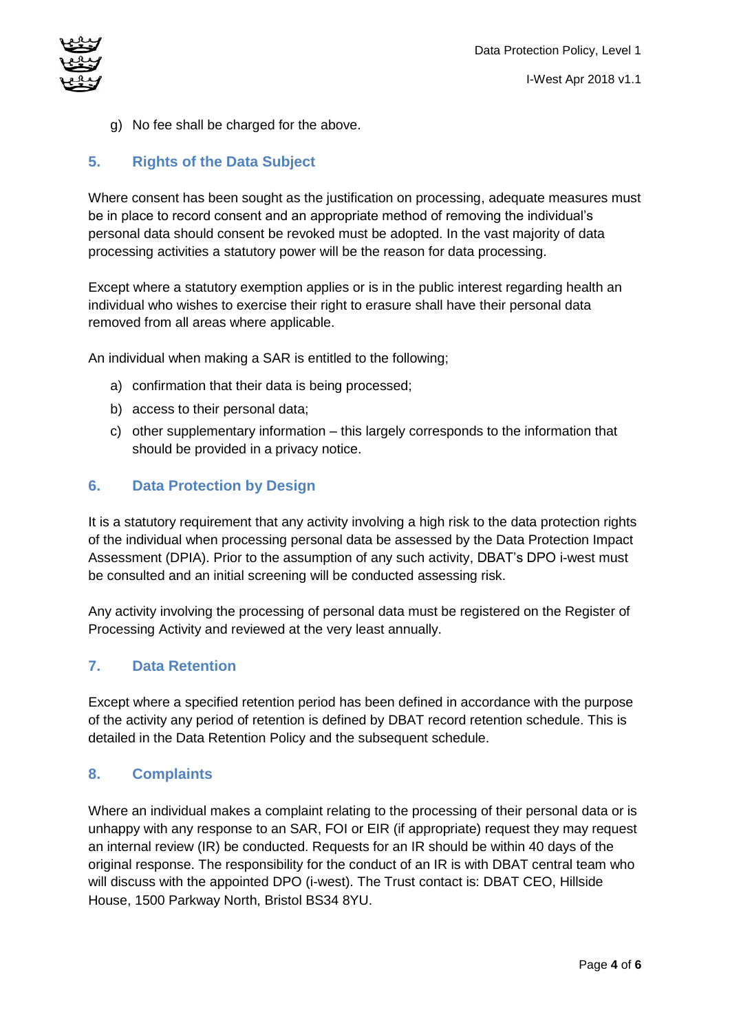g) No fee shall be charged for the above.

## 5. Rights of the Data Subject

Where consent has been sought as the justification on processing, adequate measures must be in place to record consent and an appropriate method of removing the individual's personal data should consent be revoked must be adopted. In the vast majority of data processing activities a statutory power will be the reason for data processing.

Except where a statutory exemption applies or is in the public interest regarding health an individual who wishes to exercise their right to erasure shall have their personal data removed from all areas where applicable.

An individual when making a SAR is entitled to the following;

a) confirmation that their data is being processed;
b) access to their personal data;
c) other supplementary information – this largely corresponds to the information that should be provided in a privacy notice.

## 6. Data Protection by Design

It is a statutory requirement that any activity involving a high risk to the data protection rights of the individual when processing personal data be assessed by the Data Protection Impact Assessment (DPIA). Prior to the assumption of any such activity, DBAT's DPO i-west must be consulted and an initial screening will be conducted assessing risk.

Any activity involving the processing of personal data must be registered on the Register of Processing Activity and reviewed at the very least annually.

## 7. Data Retention

Except where a specified retention period has been defined in accordance with the purpose of the activity any period of retention is defined by DBAT record retention schedule. This is detailed in the Data Retention Policy and the subsequent schedule.

## 8. Complaints

Where an individual makes a complaint relating to the processing of their personal data or is unhappy with any response to an SAR, FOI or EIR (if appropriate) request they may request an internal review (IR) be conducted. Requests for an IR should be within 40 days of the original response. The responsibility for the conduct of an IR is with DBAT central team who will discuss with the appointed DPO (i-west). The Trust contact is: DBAT CEO, Hillside House, 1500 Parkway North, Bristol BS34 8YU.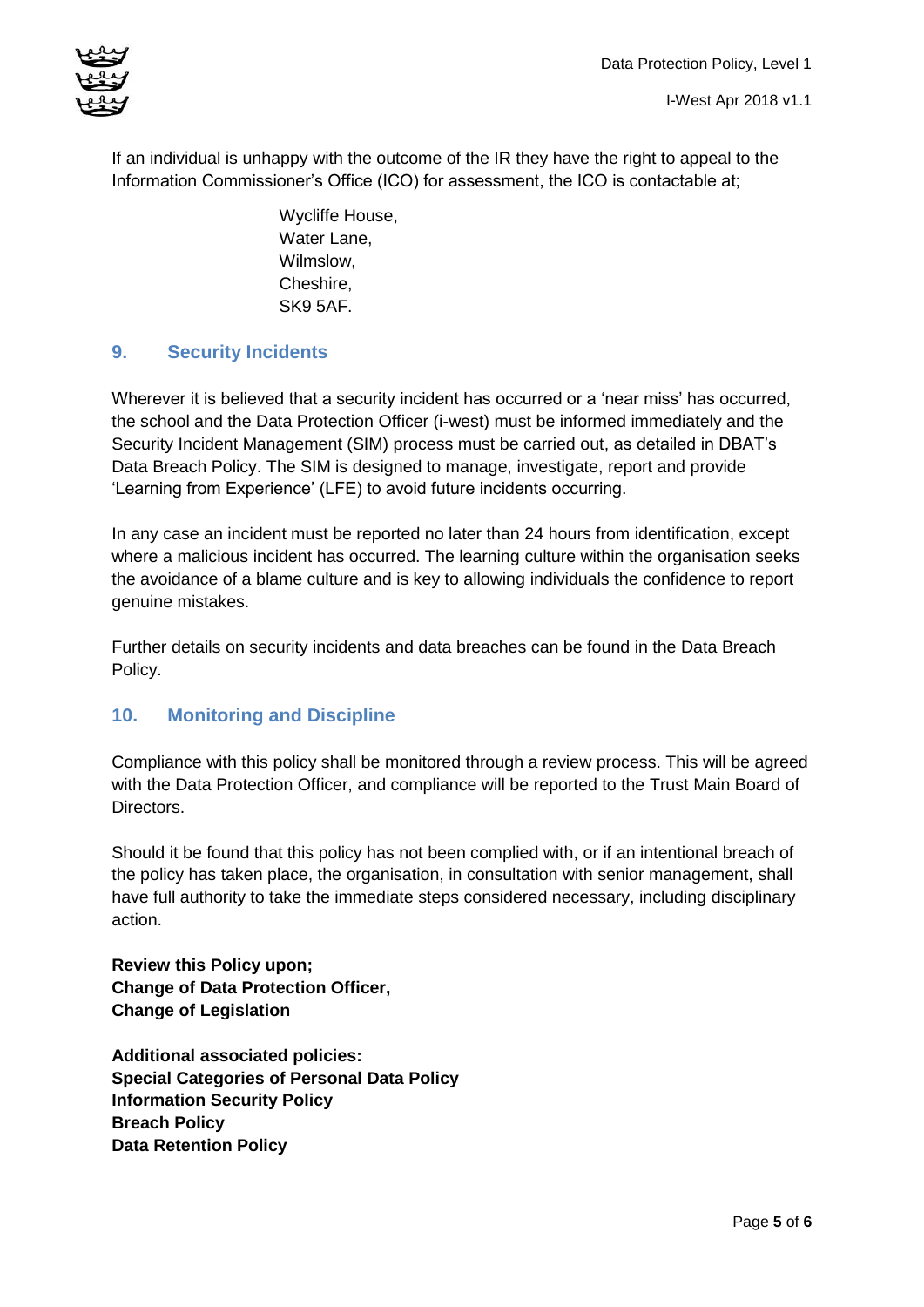If an individual is unhappy with the outcome of the IR they have the right to appeal to the Information Commissioner's Office (ICO) for assessment, the ICO is contactable at;

Wycliffe House,  
Water Lane,  
Wilmslow,  
Cheshire,  
SK9 5AF.

## 9. Security Incidents

Wherever it is believed that a security incident has occurred or a 'near miss' has occurred, the school and the Data Protection Officer (i-west) must be informed immediately and the Security Incident Management (SIM) process must be carried out, as detailed in DBAT's Data Breach Policy. The SIM is designed to manage, investigate, report and provide 'Learning from Experience' (LFE) to avoid future incidents occurring.

In any case an incident must be reported no later than 24 hours from identification, except where a malicious incident has occurred. The learning culture within the organisation seeks the avoidance of a blame culture and is key to allowing individuals the confidence to report genuine mistakes.

Further details on security incidents and data breaches can be found in the Data Breach Policy.

## 10. Monitoring and Discipline

Compliance with this policy shall be monitored through a review process. This will be agreed with the Data Protection Officer, and compliance will be reported to the Trust Main Board of Directors.

Should it be found that this policy has not been complied with, or if an intentional breach of the policy has taken place, the organisation, in consultation with senior management, shall have full authority to take the immediate steps considered necessary, including disciplinary action.

**Review this Policy upon;**  
**Change of Data Protection Officer,**  
**Change of Legislation**

**Additional associated policies:**  
**Special Categories of Personal Data Policy**  
**Information Security Policy**  
**Breach Policy**  
**Data Retention Policy**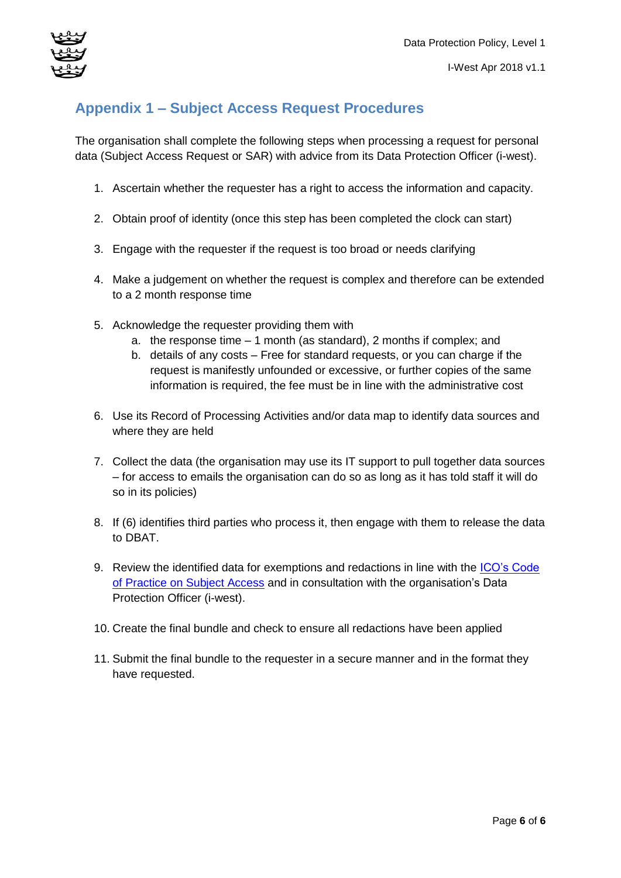## Appendix 1 – Subject Access Request Procedures

The organisation shall complete the following steps when processing a request for personal data (Subject Access Request or SAR) with advice from its Data Protection Officer (i-west).

1. Ascertain whether the requester has a right to access the information and capacity.
2. Obtain proof of identity (once this step has been completed the clock can start)
3. Engage with the requester if the request is too broad or needs clarifying
4. Make a judgement on whether the request is complex and therefore can be extended to a 2 month response time
5. Acknowledge the requester providing them with
    a. the response time – 1 month (as standard), 2 months if complex; and
    b. details of any costs – Free for standard requests, or you can charge if the request is manifestly unfounded or excessive, or further copies of the same information is required, the fee must be in line with the administrative cost
6. Use its Record of Processing Activities and/or data map to identify data sources and where they are held
7. Collect the data (the organisation may use its IT support to pull together data sources – for access to emails the organisation can do so as long as it has told staff it will do so in its policies)
8. If (6) identifies third parties who process it, then engage with them to release the data to DBAT.
9. Review the identified data for exemptions and redactions in line with the [ICO's Code of Practice on Subject Access] and in consultation with the organisation's Data Protection Officer (i-west).
10. Create the final bundle and check to ensure all redactions have been applied
11. Submit the final bundle to the requester in a secure manner and in the format they have requested.